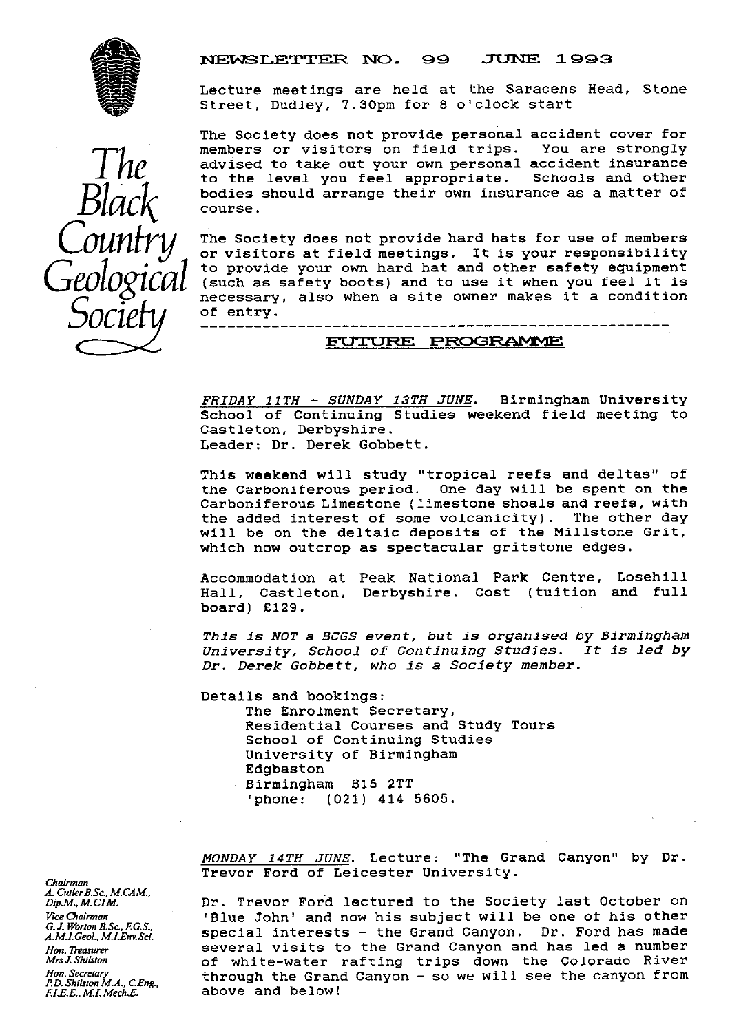# The Black Country Geological Society

## NEWSLETTER NO. 99 JUNE 1993

Lecture meetings are held at the Saracens Head, Stone Street, Dudley, 7.30pm for 8 o'clock start

The Society does not provide personal accident cover for members or visitors on field trips. You are strongly advised to take out your own personal accident insurance to the level you feel appropriate. Schools and other bodies should arrange their own insurance as a matter of course.

The Society does not provide hard hats for use of members or visitors at field meetings. It is your responsibility to provide your own hard hat and other safety equipment (such as safety boots) and to use it when you feel it is necessary, also when a site owner makes it a condition of entry.

---

## FUTURE PROGRAMME

*FRIDAY 11TH - SUNDAY 13TH JUNE*. Birmingham University School of Continuing Studies weekend field meeting to Castleton, Derbyshire.
Leader: Dr. Derek Gobbett.

This weekend will study "tropical reefs and deltas" of the Carboniferous period. One day will be spent on the Carboniferous Limestone (limestone shoals and reefs, with the added interest of some volcanicity). The other day will be on the deltaic deposits of the Millstone Grit, which now outcrop as spectacular gritstone edges.

Accommodation at Peak National Park Centre, Losehill Hall, Castleton, Derbyshire. Cost (tuition and full board) £129.

*This is NOT a BCGS event, but is organised by Birmingham University, School of Continuing Studies. It is led by Dr. Derek Gobbett, who is a Society member.*

Details and bookings:
The Enrolment Secretary,
Residential Courses and Study Tours
School of Continuing Studies
University of Birmingham
Edgbaston
Birmingham B15 2TT
'phone: (021) 414 5605.

*MONDAY 14TH JUNE*. Lecture: "The Grand Canyon" by Dr. Trevor Ford of Leicester University.

Dr. Trevor Ford lectured to the Society last October on 'Blue John' and now his subject will be one of his other special interests - the Grand Canyon. Dr. Ford has made several visits to the Grand Canyon and has led a number of white-water rafting trips down the Colorado River through the Grand Canyon - so we will see the canyon from above and below!

*Chairman*
A. Cutler B.Sc., M.CAM., Dip.M., M.CIM.
*Vice Chairman*
G. J. Worton B.Sc., F.G.S., A.M.I.Geol., M.I.Env.Sci.
*Hon. Treasurer*
Mrs J. Shilston
*Hon. Secretary*
P.D. Shilston M.A., C.Eng., F.I.E.E., M.I. Mech.E.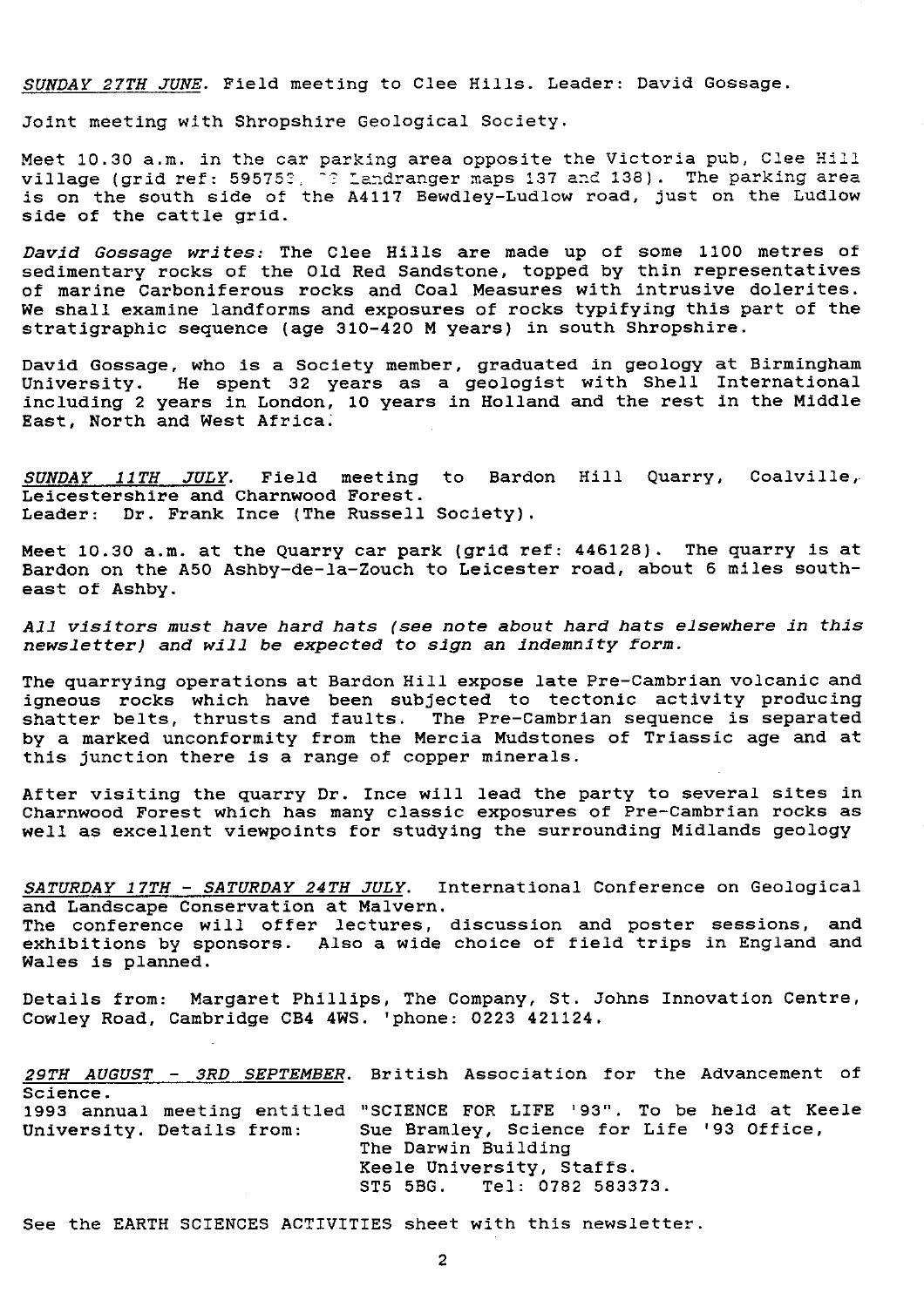*SUNDAY 27TH JUNE*. Field meeting to Clee Hills. Leader: David Gossage.

Joint meeting with Shropshire Geological Society.

Meet 10.30 a.m. in the car parking area opposite the Victoria pub, Clee Hill village (grid ref: 59575?, ?? Landranger maps 137 and 138). The parking area is on the south side of the A4117 Bewdley-Ludlow road, just on the Ludlow side of the cattle grid.

*David Gossage writes:* The Clee Hills are made up of some 1100 metres of sedimentary rocks of the Old Red Sandstone, topped by thin representatives of marine Carboniferous rocks and Coal Measures with intrusive dolerites. We shall examine landforms and exposures of rocks typifying this part of the stratigraphic sequence (age 310-420 M years) in south Shropshire.

David Gossage, who is a Society member, graduated in geology at Birmingham University. He spent 32 years as a geologist with Shell International including 2 years in London, 10 years in Holland and the rest in the Middle East, North and West Africa.

*SUNDAY 11TH JULY*. Field meeting to Bardon Hill Quarry, Coalville, Leicestershire and Charnwood Forest.
Leader: Dr. Frank Ince (The Russell Society).

Meet 10.30 a.m. at the Quarry car park (grid ref: 446128). The quarry is at Bardon on the A50 Ashby-de-la-Zouch to Leicester road, about 6 miles south-east of Ashby.

*All visitors must have hard hats (see note about hard hats elsewhere in this newsletter) and will be expected to sign an indemnity form.*

The quarrying operations at Bardon Hill expose late Pre-Cambrian volcanic and igneous rocks which have been subjected to tectonic activity producing shatter belts, thrusts and faults. The Pre-Cambrian sequence is separated by a marked unconformity from the Mercia Mudstones of Triassic age and at this junction there is a range of copper minerals.

After visiting the quarry Dr. Ince will lead the party to several sites in Charnwood Forest which has many classic exposures of Pre-Cambrian rocks as well as excellent viewpoints for studying the surrounding Midlands geology

*SATURDAY 17TH - SATURDAY 24TH JULY*. International Conference on Geological and Landscape Conservation at Malvern.
The conference will offer lectures, discussion and poster sessions, and exhibitions by sponsors. Also a wide choice of field trips in England and Wales is planned.

Details from: Margaret Phillips, The Company, St. Johns Innovation Centre, Cowley Road, Cambridge CB4 4WS. 'phone: 0223 421124.

*29TH AUGUST - 3RD SEPTEMBER*. British Association for the Advancement of Science.
1993 annual meeting entitled "SCIENCE FOR LIFE '93". To be held at Keele University. Details from: Sue Bramley, Science for Life '93 Office,
The Darwin Building
Keele University, Staffs.
ST5 5BG. Tel: 0782 583373.

See the EARTH SCIENCES ACTIVITIES sheet with this newsletter.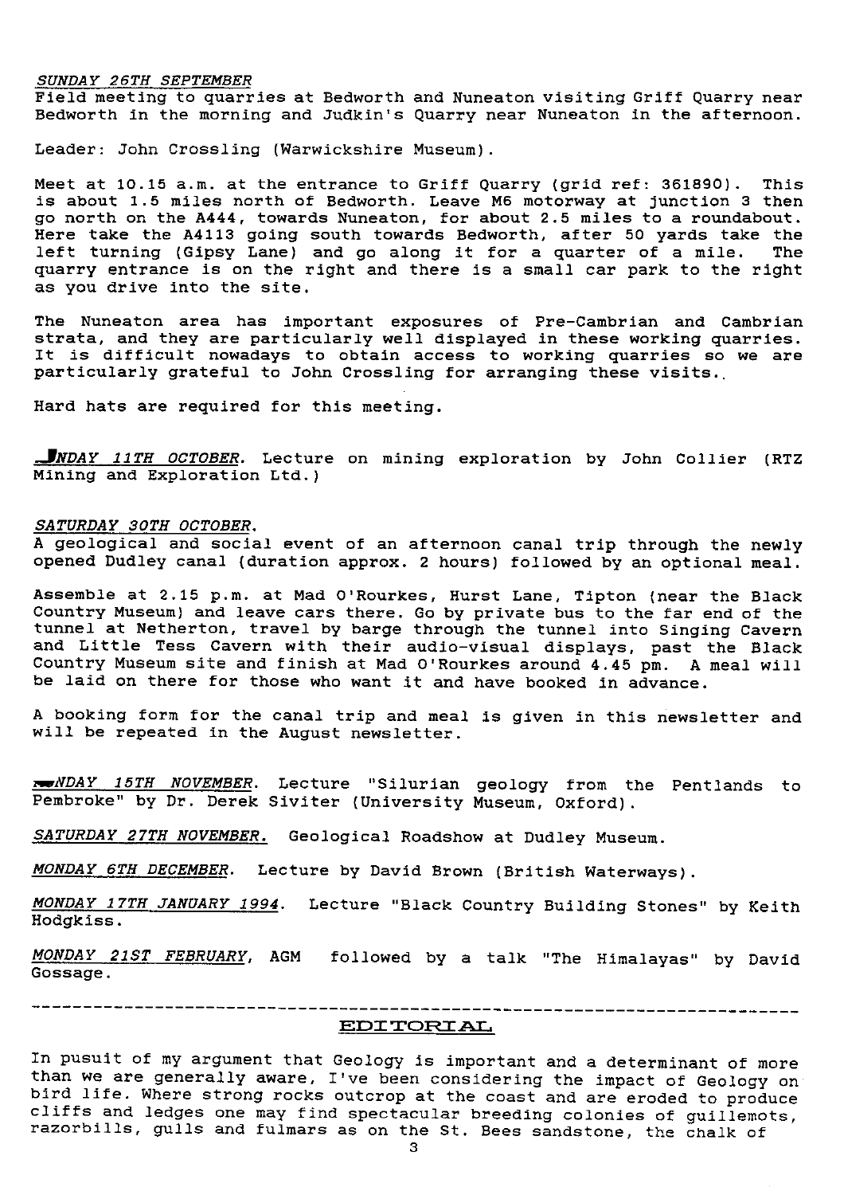*SUNDAY 26TH SEPTEMBER*
Field meeting to quarries at Bedworth and Nuneaton visiting Griff Quarry near Bedworth in the morning and Judkin's Quarry near Nuneaton in the afternoon.

Leader: John Crossling (Warwickshire Museum).

Meet at 10.15 a.m. at the entrance to Griff Quarry (grid ref: 361890). This is about 1.5 miles north of Bedworth. Leave M6 motorway at junction 3 then go north on the A444, towards Nuneaton, for about 2.5 miles to a roundabout. Here take the A4113 going south towards Bedworth, after 50 yards take the left turning (Gipsy Lane) and go along it for a quarter of a mile. The quarry entrance is on the right and there is a small car park to the right as you drive into the site.

The Nuneaton area has important exposures of Pre-Cambrian and Cambrian strata, and they are particularly well displayed in these working quarries. It is difficult nowadays to obtain access to working quarries so we are particularly grateful to John Crossling for arranging these visits.

Hard hats are required for this meeting.

*_NDAY 11TH OCTOBER*. Lecture on mining exploration by John Collier (RTZ Mining and Exploration Ltd.)

*SATURDAY 30TH OCTOBER*.
A geological and social event of an afternoon canal trip through the newly opened Dudley canal (duration approx. 2 hours) followed by an optional meal.

Assemble at 2.15 p.m. at Mad O'Rourkes, Hurst Lane, Tipton (near the Black Country Museum) and leave cars there. Go by private bus to the far end of the tunnel at Netherton, travel by barge through the tunnel into Singing Cavern and Little Tess Cavern with their audio-visual displays, past the Black Country Museum site and finish at Mad O'Rourkes around 4.45 pm. A meal will be laid on there for those who want it and have booked in advance.

A booking form for the canal trip and meal is given in this newsletter and will be repeated in the August newsletter.

*__NDAY 15TH NOVEMBER*. Lecture "Silurian geology from the Pentlands to Pembroke" by Dr. Derek Siviter (University Museum, Oxford).

*SATURDAY 27TH NOVEMBER.* Geological Roadshow at Dudley Museum.

*MONDAY 6TH DECEMBER*. Lecture by David Brown (British Waterways).

*MONDAY 17TH JANUARY 1994*. Lecture "Black Country Building Stones" by Keith Hodgkiss.

*MONDAY 21ST FEBRUARY*, AGM followed by a talk "The Himalayas" by David Gossage.

---

## EDITORIAL

In pusuit of my argument that Geology is important and a determinant of more than we are generally aware, I've been considering the impact of Geology on bird life. Where strong rocks outcrop at the coast and are eroded to produce cliffs and ledges one may find spectacular breeding colonies of guillemots, razorbills, gulls and fulmars as on the St. Bees sandstone, the chalk of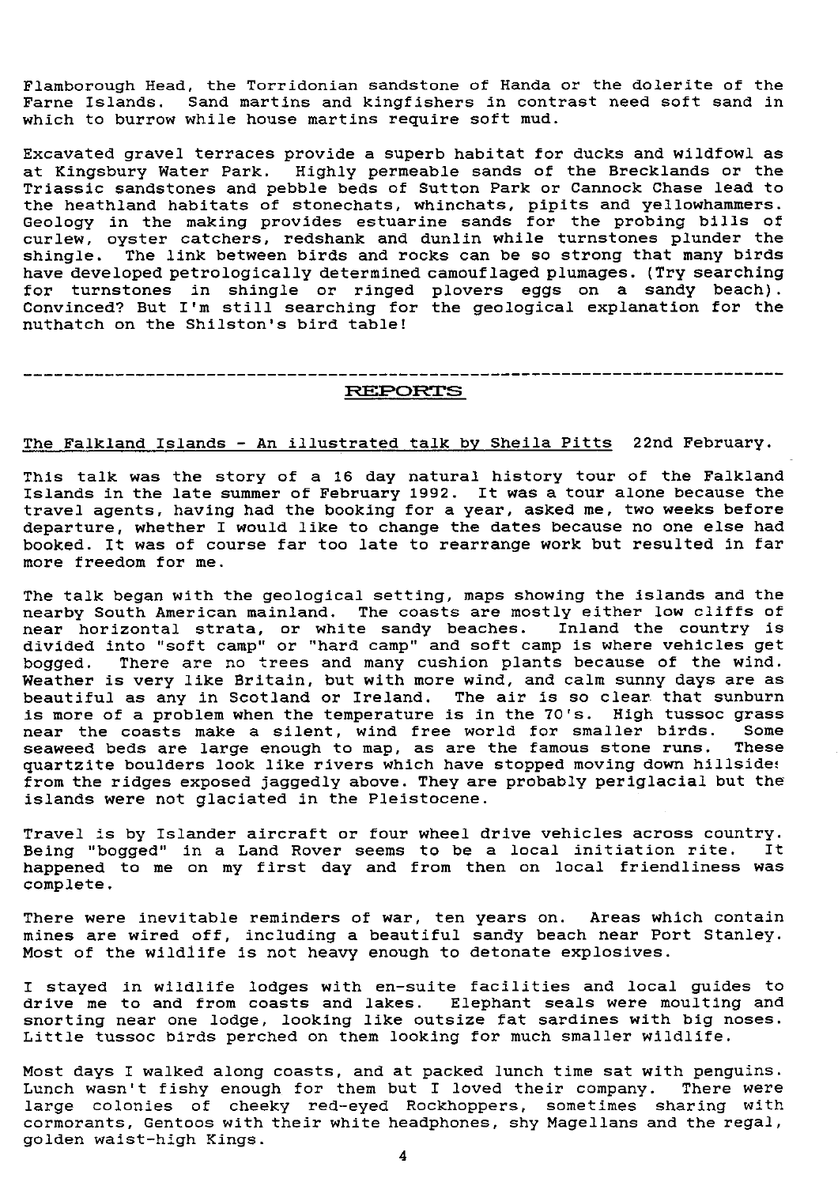Flamborough Head, the Torridonian sandstone of Handa or the dolerite of the Farne Islands. Sand martins and kingfishers in contrast need soft sand in which to burrow while house martins require soft mud.

Excavated gravel terraces provide a superb habitat for ducks and wildfowl as at Kingsbury Water Park. Highly permeable sands of the Brecklands or the Triassic sandstones and pebble beds of Sutton Park or Cannock Chase lead to the heathland habitats of stonechats, whinchats, pipits and yellowhammers. Geology in the making provides estuarine sands for the probing bills of curlew, oyster catchers, redshank and dunlin while turnstones plunder the shingle. The link between birds and rocks can be so strong that many birds have developed petrologically determined camouflaged plumages. (Try searching for turnstones in shingle or ringed plovers eggs on a sandy beach). Convinced? But I'm still searching for the geological explanation for the nuthatch on the Shilston's bird table!

---

## REPORTS

The Falkland Islands - An illustrated talk by Sheila Pitts 22nd February.

This talk was the story of a 16 day natural history tour of the Falkland Islands in the late summer of February 1992. It was a tour alone because the travel agents, having had the booking for a year, asked me, two weeks before departure, whether I would like to change the dates because no one else had booked. It was of course far too late to rearrange work but resulted in far more freedom for me.

The talk began with the geological setting, maps showing the islands and the nearby South American mainland. The coasts are mostly either low cliffs of near horizontal strata, or white sandy beaches. Inland the country is divided into "soft camp" or "hard camp" and soft camp is where vehicles get bogged. There are no trees and many cushion plants because of the wind. Weather is very like Britain, but with more wind, and calm sunny days are as beautiful as any in Scotland or Ireland. The air is so clear that sunburn is more of a problem when the temperature is in the 70's. High tussoc grass near the coasts make a silent, wind free world for smaller birds. Some seaweed beds are large enough to map, as are the famous stone runs. These quartzite boulders look like rivers which have stopped moving down hillsides from the ridges exposed jaggedly above. They are probably periglacial but the islands were not glaciated in the Pleistocene.

Travel is by Islander aircraft or four wheel drive vehicles across country. Being "bogged" in a Land Rover seems to be a local initiation rite. It happened to me on my first day and from then on local friendliness was complete.

There were inevitable reminders of war, ten years on. Areas which contain mines are wired off, including a beautiful sandy beach near Port Stanley. Most of the wildlife is not heavy enough to detonate explosives.

I stayed in wildlife lodges with en-suite facilities and local guides to drive me to and from coasts and lakes. Elephant seals were moulting and snorting near one lodge, looking like outsize fat sardines with big noses. Little tussoc birds perched on them looking for much smaller wildlife.

Most days I walked along coasts, and at packed lunch time sat with penguins. Lunch wasn't fishy enough for them but I loved their company. There were large colonies of cheeky red-eyed Rockhoppers, sometimes sharing with cormorants, Gentoos with their white headphones, shy Magellans and the regal, golden waist-high Kings.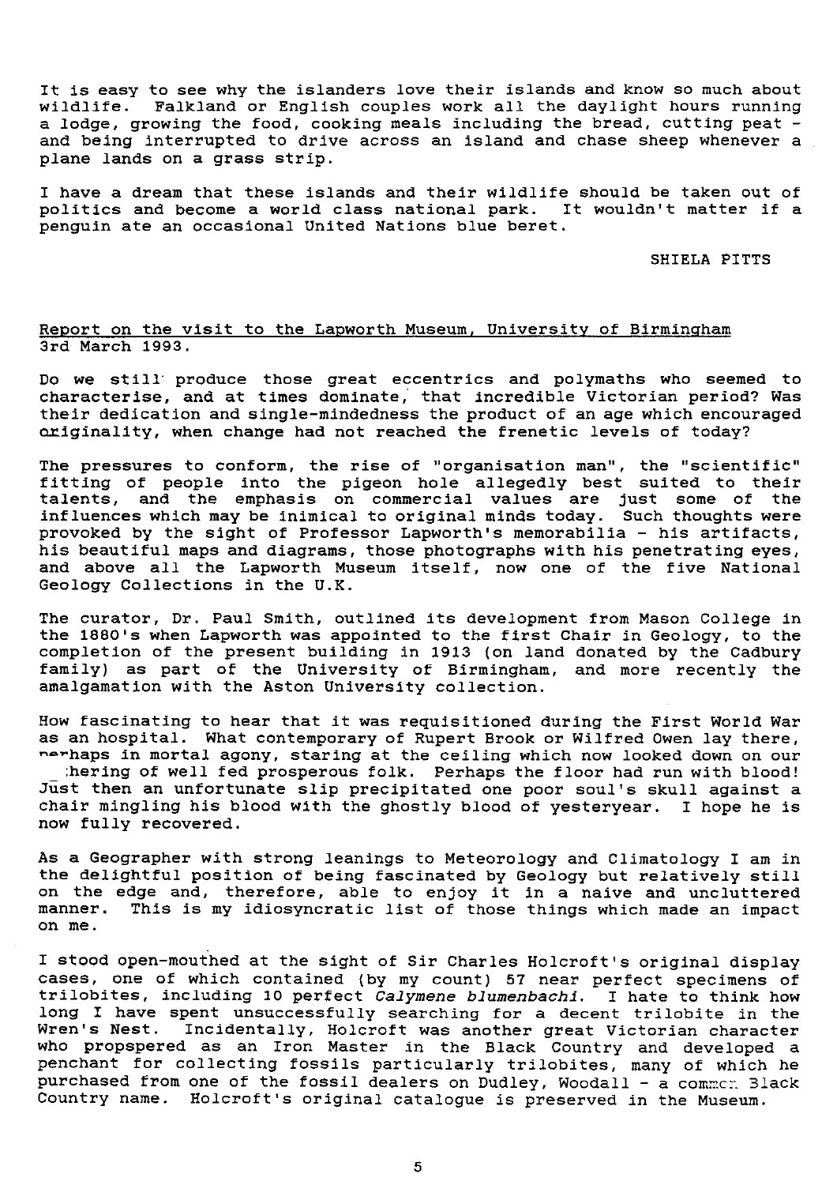It is easy to see why the islanders love their islands and know so much about wildlife. Falkland or English couples work all the daylight hours running a lodge, growing the food, cooking meals including the bread, cutting peat - and being interrupted to drive across an island and chase sheep whenever a plane lands on a grass strip.

I have a dream that these islands and their wildlife should be taken out of politics and become a world class national park. It wouldn't matter if a penguin ate an occasional United Nations blue beret.

SHIELA PITTS

## Report on the visit to the Lapworth Museum, University of Birmingham

3rd March 1993.

Do we still produce those great eccentrics and polymaths who seemed to characterise, and at times dominate, that incredible Victorian period? Was their dedication and single-mindedness the product of an age which encouraged originality, when change had not reached the frenetic levels of today?

The pressures to conform, the rise of "organisation man", the "scientific" fitting of people into the pigeon hole allegedly best suited to their talents, and the emphasis on commercial values are just some of the influences which may be inimical to original minds today. Such thoughts were provoked by the sight of Professor Lapworth's memorabilia - his artifacts, his beautiful maps and diagrams, those photographs with his penetrating eyes, and above all the Lapworth Museum itself, now one of the five National Geology Collections in the U.K.

The curator, Dr. Paul Smith, outlined its development from Mason College in the 1880's when Lapworth was appointed to the first Chair in Geology, to the completion of the present building in 1913 (on land donated by the Cadbury family) as part of the University of Birmingham, and more recently the amalgamation with the Aston University collection.

How fascinating to hear that it was requisitioned during the First World War as an hospital. What contemporary of Rupert Brook or Wilfred Owen lay there, perhaps in mortal agony, staring at the ceiling which now looked down on our gathering of well fed prosperous folk. Perhaps the floor had run with blood! Just then an unfortunate slip precipitated one poor soul's skull against a chair mingling his blood with the ghostly blood of yesteryear. I hope he is now fully recovered.

As a Geographer with strong leanings to Meteorology and Climatology I am in the delightful position of being fascinated by Geology but relatively still on the edge and, therefore, able to enjoy it in a naive and uncluttered manner. This is my idiosyncratic list of those things which made an impact on me.

I stood open-mouthed at the sight of Sir Charles Holcroft's original display cases, one of which contained (by my count) 57 near perfect specimens of trilobites, including 10 perfect *Calymene blumenbachi*. I hate to think how long I have spent unsuccessfully searching for a decent trilobite in the Wren's Nest. Incidentally, Holcroft was another great Victorian character who propspered as an Iron Master in the Black Country and developed a penchant for collecting fossils particularly trilobites, many of which he purchased from one of the fossil dealers on Dudley, Woodall - a common Black Country name. Holcroft's original catalogue is preserved in the Museum.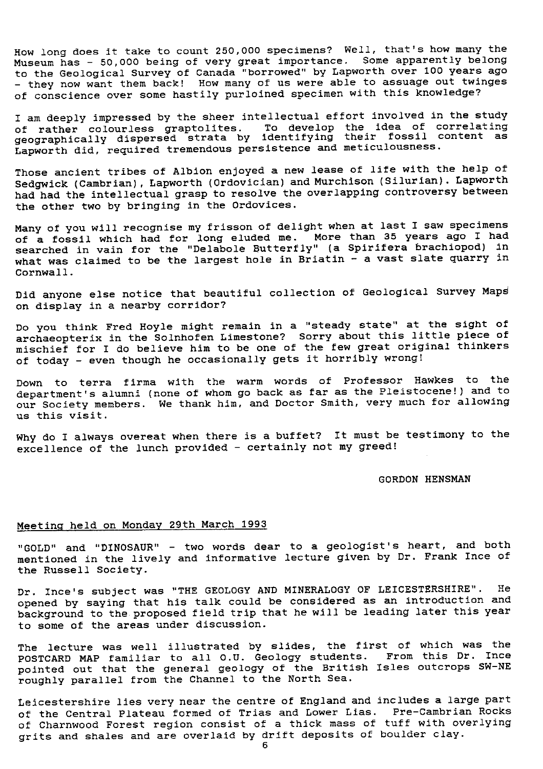How long does it take to count 250,000 specimens? Well, that's how many the Museum has - 50,000 being of very great importance. Some apparently belong to the Geological Survey of Canada "borrowed" by Lapworth over 100 years ago - they now want them back! How many of us were able to assuage out twinges of conscience over some hastily purloined specimen with this knowledge?

I am deeply impressed by the sheer intellectual effort involved in the study of rather colourless graptolites. To develop the idea of correlating geographically dispersed strata by identifying their fossil content as Lapworth did, required tremendous persistence and meticulousness.

Those ancient tribes of Albion enjoyed a new lease of life with the help of Sedgwick (Cambrian), Lapworth (Ordovician) and Murchison (Silurian). Lapworth had had the intellectual grasp to resolve the overlapping controversy between the other two by bringing in the Ordovices.

Many of you will recognise my frisson of delight when at last I saw specimens of a fossil which had for long eluded me. More than 35 years ago I had searched in vain for the "Delabole Butterfly" (a Spirifera brachiopod) in what was claimed to be the largest hole in Briatin - a vast slate quarry in Cornwall.

Did anyone else notice that beautiful collection of Geological Survey Maps on display in a nearby corridor?

Do you think Fred Hoyle might remain in a "steady state" at the sight of archaeopterix in the Solnhofen Limestone? Sorry about this little piece of mischief for I do believe him to be one of the few great original thinkers of today - even though he occasionally gets it horribly wrong!

Down to terra firma with the warm words of Professor Hawkes to the department's alumni (none of whom go back as far as the Pleistocene!) and to our Society members. We thank him, and Doctor Smith, very much for allowing us this visit.

Why do I always overeat when there is a buffet? It must be testimony to the excellence of the lunch provided - certainly not my greed!

GORDON HENSMAN

## Meeting held on Monday 29th March 1993

"GOLD" and "DINOSAUR" - two words dear to a geologist's heart, and both mentioned in the lively and informative lecture given by Dr. Frank Ince of the Russell Society.

Dr. Ince's subject was "THE GEOLOGY AND MINERALOGY OF LEICESTERSHIRE". He opened by saying that his talk could be considered as an introduction and background to the proposed field trip that he will be leading later this year to some of the areas under discussion.

The lecture was well illustrated by slides, the first of which was the POSTCARD MAP familiar to all O.U. Geology students. From this Dr. Ince pointed out that the general geology of the British Isles outcrops SW-NE roughly parallel from the Channel to the North Sea.

Leicestershire lies very near the centre of England and includes a large part of the Central Plateau formed of Trias and Lower Lias. Pre-Cambrian Rocks of Charnwood Forest region consist of a thick mass of tuff with overlying grits and shales and are overlaid by drift deposits of boulder clay.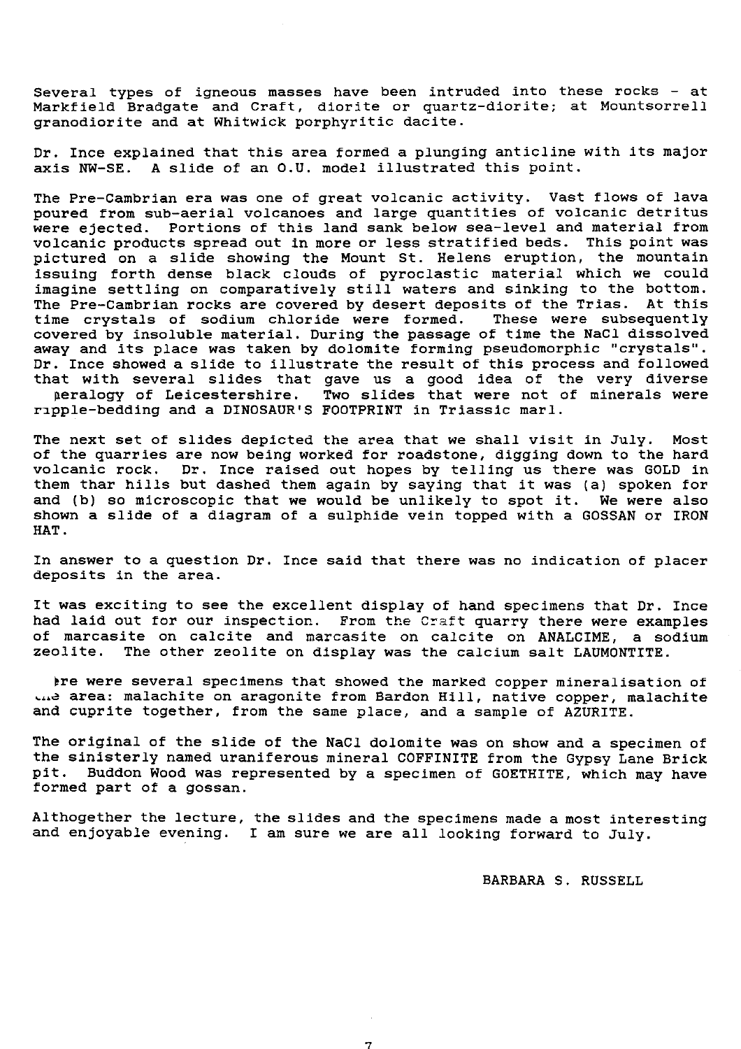Several types of igneous masses have been intruded into these rocks - at Markfield Bradgate and Craft, diorite or quartz-diorite; at Mountsorrell granodiorite and at Whitwick porphyritic dacite.

Dr. Ince explained that this area formed a plunging anticline with its major axis NW-SE. A slide of an O.U. model illustrated this point.

The Pre-Cambrian era was one of great volcanic activity. Vast flows of lava poured from sub-aerial volcanoes and large quantities of volcanic detritus were ejected. Portions of this land sank below sea-level and material from volcanic products spread out in more or less stratified beds. This point was pictured on a slide showing the Mount St. Helens eruption, the mountain issuing forth dense black clouds of pyroclastic material which we could imagine settling on comparatively still waters and sinking to the bottom. The Pre-Cambrian rocks are covered by desert deposits of the Trias. At this time crystals of sodium chloride were formed. These were subsequently covered by insoluble material. During the passage of time the NaCl dissolved away and its place was taken by dolomite forming pseudomorphic "crystals". Dr. Ince showed a slide to illustrate the result of this process and followed that with several slides that gave us a good idea of the very diverse neralogy of Leicestershire. Two slides that were not of minerals were ripple-bedding and a DINOSAUR'S FOOTPRINT in Triassic marl.

The next set of slides depicted the area that we shall visit in July. Most of the quarries are now being worked for roadstone, digging down to the hard volcanic rock. Dr. Ince raised out hopes by telling us there was GOLD in them thar hills but dashed them again by saying that it was (a) spoken for and (b) so microscopic that we would be unlikely to spot it. We were also shown a slide of a diagram of a sulphide vein topped with a GOSSAN or IRON HAT.

In answer to a question Dr. Ince said that there was no indication of placer deposits in the area.

It was exciting to see the excellent display of hand specimens that Dr. Ince had laid out for our inspection. From the Craft quarry there were examples of marcasite on calcite and marcasite on calcite on ANALCIME, a sodium zeolite. The other zeolite on display was the calcium salt LAUMONTITE.

...ere were several specimens that showed the marked copper mineralisation of ...e area: malachite on aragonite from Bardon Hill, native copper, malachite and cuprite together, from the same place, and a sample of AZURITE.

The original of the slide of the NaCl dolomite was on show and a specimen of the sinisterly named uraniferous mineral COFFINITE from the Gypsy Lane Brick pit. Buddon Wood was represented by a specimen of GOETHITE, which may have formed part of a gossan.

Althogether the lecture, the slides and the specimens made a most interesting and enjoyable evening. I am sure we are all looking forward to July.

BARBARA S. RUSSELL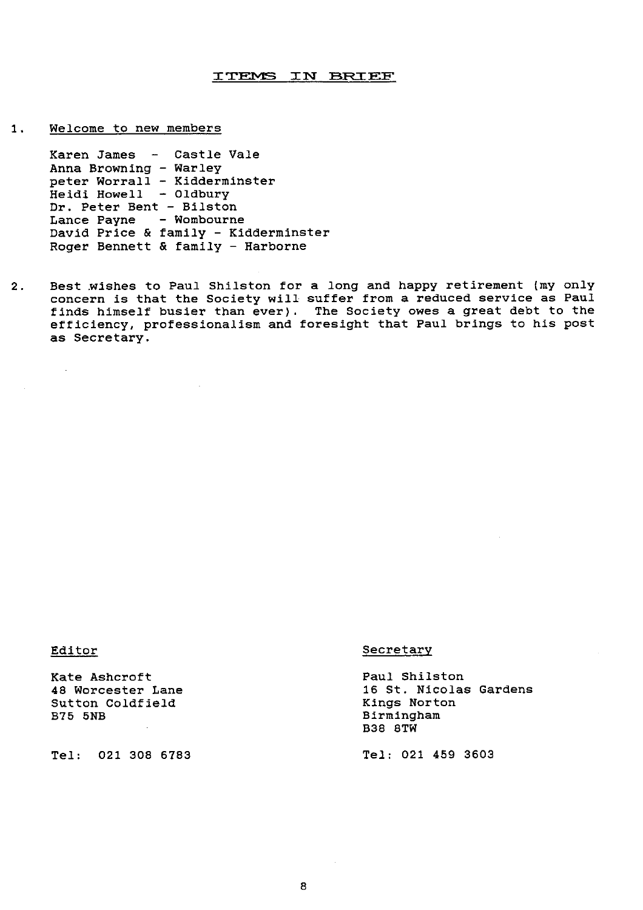## ITEMS IN BRIEF

1. Welcome to new members

   Karen James - Castle Vale
   Anna Browning - Warley
   peter Worrall - Kidderminster
   Heidi Howell - Oldbury
   Dr. Peter Bent - Bilston
   Lance Payne - Wombourne
   David Price & family - Kidderminster
   Roger Bennett & family - Harborne

2. Best wishes to Paul Shilston for a long and happy retirement (my only concern is that the Society will suffer from a reduced service as Paul finds himself busier than ever). The Society owes a great debt to the efficiency, professionalism and foresight that Paul brings to his post as Secretary.

Editor

Kate Ashcroft
48 Worcester Lane
Sutton Coldfield
B75 5NB

Tel: 021 308 6783

Secretary

Paul Shilston
16 St. Nicolas Gardens
Kings Norton
Birmingham
B38 8TW

Tel: 021 459 3603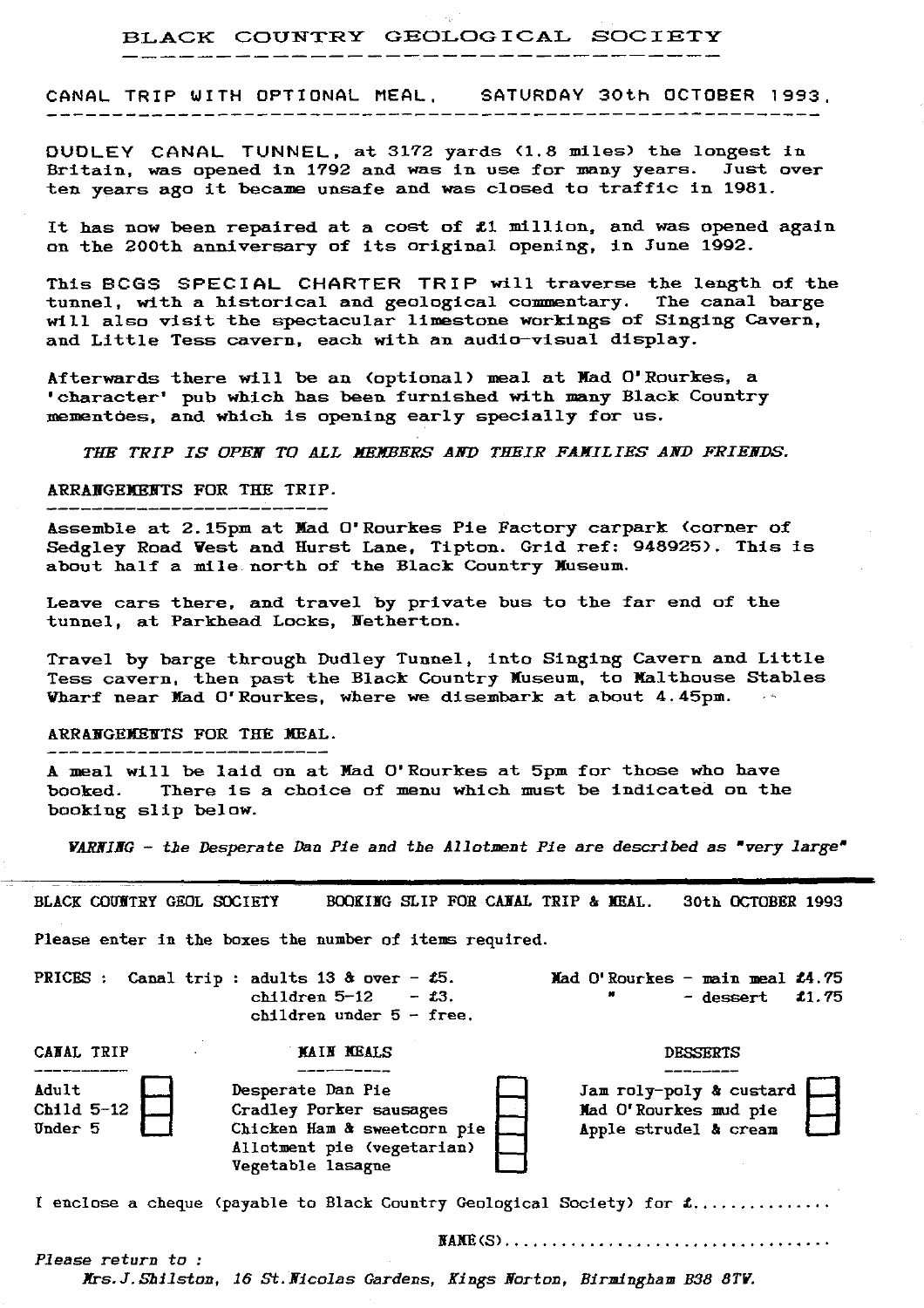# BLACK COUNTRY GEOLOGICAL SOCIETY

## CANAL TRIP WITH OPTIONAL MEAL. SATURDAY 30th OCTOBER 1993.

DUDLEY CANAL TUNNEL, at 3172 yards (1.8 miles) the longest in Britain, was opened in 1792 and was in use for many years. Just over ten years ago it became unsafe and was closed to traffic in 1981.

It has now been repaired at a cost of £1 million, and was opened again on the 200th anniversary of its original opening, in June 1992.

This BCGS SPECIAL CHARTER TRIP will traverse the length of the tunnel, with a historical and geological commentary. The canal barge will also visit the spectacular limestone workings of Singing Cavern, and Little Tess cavern, each with an audio-visual display.

Afterwards there will be an (optional) meal at Mad O'Rourkes, a 'character' pub which has been furnished with many Black Country mementoes, and which is opening early specially for us.

*THE TRIP IS OPEN TO ALL MEMBERS AND THEIR FAMILIES AND FRIENDS.*

### ARRANGEMENTS FOR THE TRIP.

Assemble at 2.15pm at Mad O'Rourkes Pie Factory carpark (corner of Sedgley Road West and Hurst Lane, Tipton. Grid ref: 948925). This is about half a mile north of the Black Country Museum.

Leave cars there, and travel by private bus to the far end of the tunnel, at Parkhead Locks, Netherton.

Travel by barge through Dudley Tunnel, into Singing Cavern and Little Tess cavern, then past the Black Country Museum, to Malthouse Stables Wharf near Mad O'Rourkes, where we disembark at about 4.45pm.

### ARRANGEMENTS FOR THE MEAL.

A meal will be laid on at Mad O'Rourkes at 5pm for those who have booked. There is a choice of menu which must be indicated on the booking slip below.

*WARNING - the Desperate Dan Pie and the Allotment Pie are described as "very large"*

---

BLACK COUNTRY GEOL SOCIETY     BOOKING SLIP FOR CANAL TRIP & MEAL.     30th OCTOBER 1993

Please enter in the boxes the number of items required.

PRICES : Canal trip : adults 13 & over - £5.
children 5-12 - £3.
children under 5 - free.

Mad O'Rourkes - main meal £4.75
" - dessert £1.75

| CANAL TRIP | | MAIN MEALS | | DESSERTS | |
|---|---|---|---|---|---|
| Adult | ☐ | Desperate Dan Pie | ☐ | Jam roly-poly & custard | ☐ |
| Child 5-12 | ☐ | Cradley Porker sausages | ☐ | Mad O'Rourkes mud pie | ☐ |
| Under 5 | ☐ | Chicken Ham & sweetcorn pie | ☐ | Apple strudel & cream | ☐ |
| | | Allotment pie (vegetarian) | ☐ | | |
| | | Vegetable lasagne | ☐ | | |

I enclose a cheque (payable to Black Country Geological Society) for £..............

NAME(S)..................................

*Please return to :*
*Mrs.J.Shilston, 16 St.Nicolas Gardens, Kings Norton, Birmingham B38 8TW.*